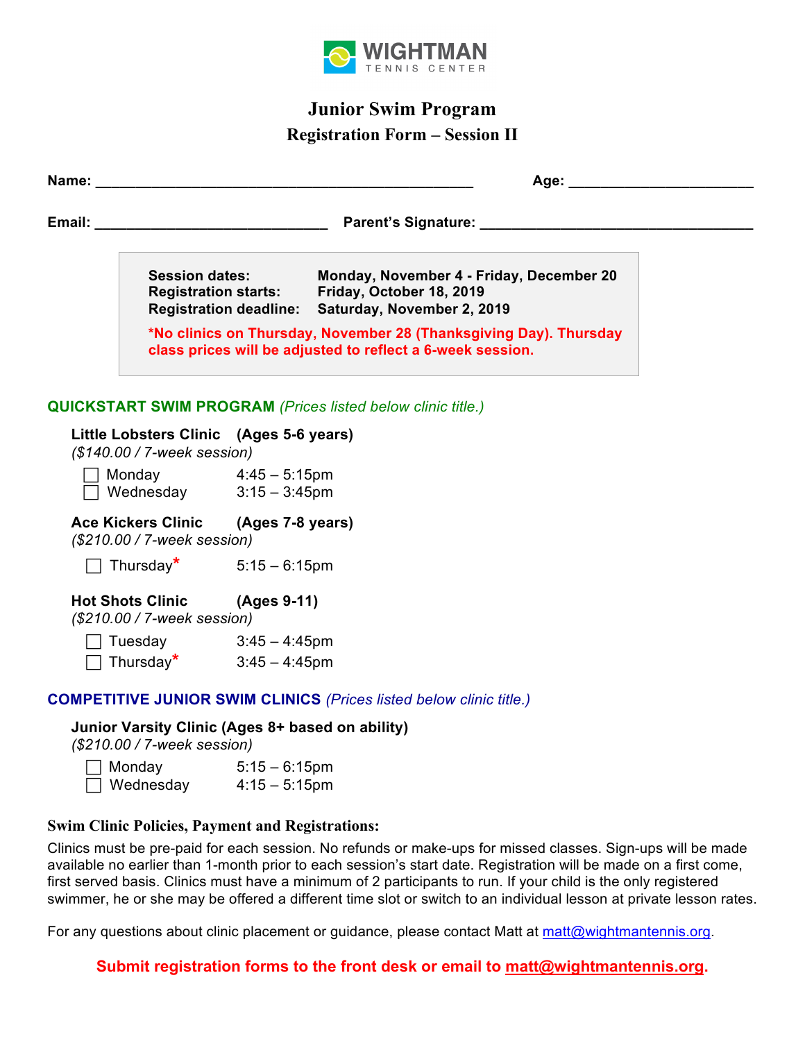**WIGHTMAN**
TENNIS CENTER

# Junior Swim Program

## Registration Form – Session II

**Name:** ________________________________________________ **Age:** _______________________

**Email:** _____________________________ **Parent's Signature:** __________________________________

| | |
|---|---|
| **Session dates:** | **Monday, November 4 - Friday, December 20** |
| **Registration starts:** | **Friday, October 18, 2019** |
| **Registration deadline:** | **Saturday, November 2, 2019** |

**\*No clinics on Thursday, November 28 (Thanksgiving Day). Thursday class prices will be adjusted to reflect a 6-week session.**

### QUICKSTART SWIM PROGRAM *(Prices listed below clinic title.)*

**Little Lobsters Clinic (Ages 5-6 years)**
*($140.00 / 7-week session)*

- ☐ Monday 4:45 – 5:15pm
- ☐ Wednesday 3:15 – 3:45pm

**Ace Kickers Clinic (Ages 7-8 years)**
*($210.00 / 7-week session)*

- ☐ Thursday* 5:15 – 6:15pm

**Hot Shots Clinic (Ages 9-11)**
*($210.00 / 7-week session)*

- ☐ Tuesday 3:45 – 4:45pm
- ☐ Thursday* 3:45 – 4:45pm

### COMPETITIVE JUNIOR SWIM CLINICS *(Prices listed below clinic title.)*

**Junior Varsity Clinic (Ages 8+ based on ability)**
*($210.00 / 7-week session)*

- ☐ Monday 5:15 – 6:15pm
- ☐ Wednesday 4:15 – 5:15pm

### Swim Clinic Policies, Payment and Registrations:

Clinics must be pre-paid for each session. No refunds or make-ups for missed classes. Sign-ups will be made available no earlier than 1-month prior to each session's start date. Registration will be made on a first come, first served basis. Clinics must have a minimum of 2 participants to run. If your child is the only registered swimmer, he or she may be offered a different time slot or switch to an individual lesson at private lesson rates.

For any questions about clinic placement or guidance, please contact Matt at matt@wightmantennis.org.

**Submit registration forms to the front desk or email to matt@wightmantennis.org.**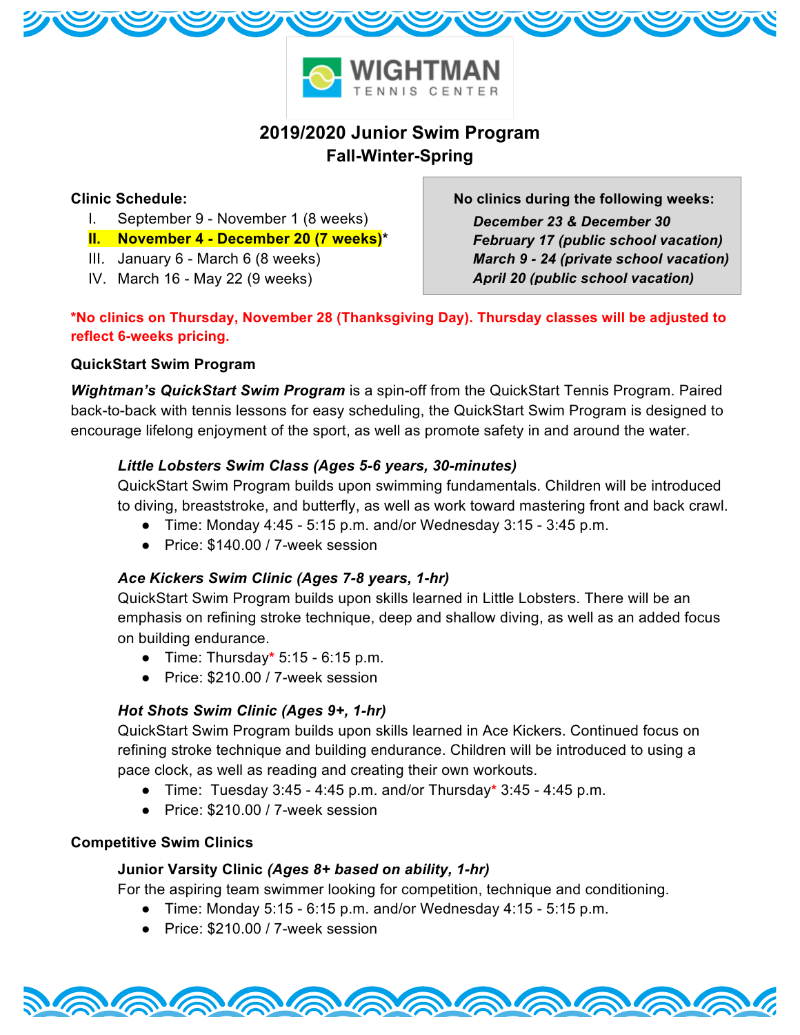# 2019/2020 Junior Swim Program
## Fall-Winter-Spring

**Clinic Schedule:**

I. September 9 - November 1 (8 weeks)
**II. November 4 - December 20 (7 weeks)***
III. January 6 - March 6 (8 weeks)
IV. March 16 - May 22 (9 weeks)

**No clinics during the following weeks:**

***December 23 & December 30***
***February 17 (public school vacation)***
***March 9 - 24 (private school vacation)***
***April 20 (public school vacation)***

***No clinics on Thursday, November 28 (Thanksgiving Day). Thursday classes will be adjusted to reflect 6-weeks pricing.**

**QuickStart Swim Program**

***Wightman's QuickStart Swim Program*** is a spin-off from the QuickStart Tennis Program. Paired back-to-back with tennis lessons for easy scheduling, the QuickStart Swim Program is designed to encourage lifelong enjoyment of the sport, as well as promote safety in and around the water.

***Little Lobsters Swim Class (Ages 5-6 years, 30-minutes)***

QuickStart Swim Program builds upon swimming fundamentals. Children will be introduced to diving, breaststroke, and butterfly, as well as work toward mastering front and back crawl.

- Time: Monday 4:45 - 5:15 p.m. and/or Wednesday 3:15 - 3:45 p.m.
- Price: $140.00 / 7-week session

***Ace Kickers Swim Clinic (Ages 7-8 years, 1-hr)***

QuickStart Swim Program builds upon skills learned in Little Lobsters. There will be an emphasis on refining stroke technique, deep and shallow diving, as well as an added focus on building endurance.

- Time: Thursday* 5:15 - 6:15 p.m.
- Price: $210.00 / 7-week session

***Hot Shots Swim Clinic (Ages 9+, 1-hr)***

QuickStart Swim Program builds upon skills learned in Ace Kickers. Continued focus on refining stroke technique and building endurance. Children will be introduced to using a pace clock, as well as reading and creating their own workouts.

- Time: Tuesday 3:45 - 4:45 p.m. and/or Thursday* 3:45 - 4:45 p.m.
- Price: $210.00 / 7-week session

**Competitive Swim Clinics**

**Junior Varsity Clinic *(Ages 8+ based on ability, 1-hr)***

For the aspiring team swimmer looking for competition, technique and conditioning.

- Time: Monday 5:15 - 6:15 p.m. and/or Wednesday 4:15 - 5:15 p.m.
- Price: $210.00 / 7-week session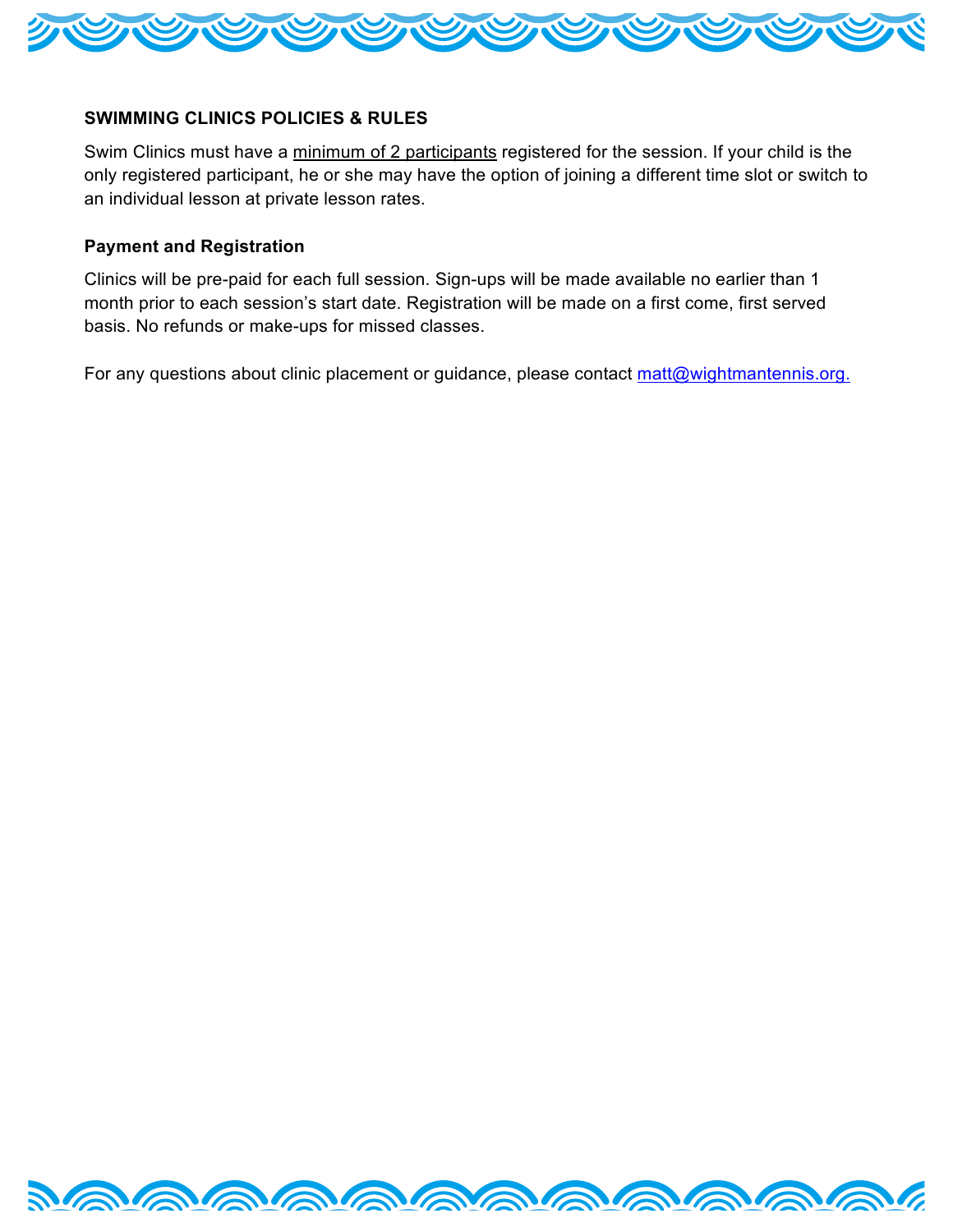### SWIMMING CLINICS POLICIES & RULES

Swim Clinics must have a <u>minimum of 2 participants</u> registered for the session. If your child is the only registered participant, he or she may have the option of joining a different time slot or switch to an individual lesson at private lesson rates.

#### Payment and Registration

Clinics will be pre-paid for each full session. Sign-ups will be made available no earlier than 1 month prior to each session's start date. Registration will be made on a first come, first served basis. No refunds or make-ups for missed classes.

For any questions about clinic placement or guidance, please contact matt@wightmantennis.org.